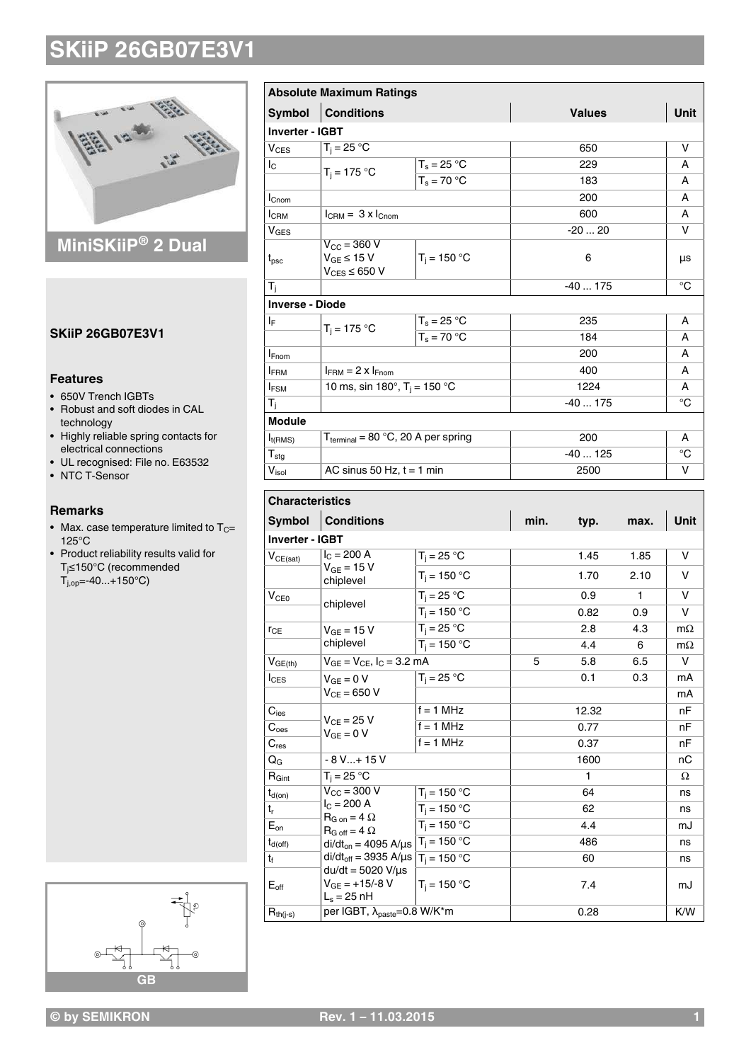# SKiiP 26GB07E3V1

## MiniSKiiP® 2 Dual

### SKiiP 26GB07E3V1

### Features

- 650V Trench IGBTs
- Robust and soft diodes in CAL technology
- Highly reliable spring contacts for electrical connections
- UL recognised: File no. E63532
- NTC T-Sensor

### Remarks

- Max. case temperature limited to $T_C$= 125°C
- Product reliability results valid for $T_j$≤150°C (recommended $T_{j,op}$=-40...+150°C)

GB

| Absolute Maximum Ratings | | | | |
|---|---|---|---|---|
| **Symbol** | **Conditions** | | **Values** | **Unit** |
| **Inverter - IGBT** | | | | |
| $V_{CES}$ | $T_j$ = 25 °C | | 650 | V |
| $I_C$ | $T_j$ = 175 °C | $T_s$ = 25 °C | 229 | A |
| | | $T_s$ = 70 °C | 183 | A |
| $I_{Cnom}$ | | | 200 | A |
| $I_{CRM}$ | $I_{CRM}$ = 3 x $I_{Cnom}$ | | 600 | A |
| $V_{GES}$ | | | -20 ... 20 | V |
| $t_{psc}$ | $V_{CC}$ = 360 V<br>$V_{GE}$ ≤ 15 V<br>$V_{CES}$ ≤ 650 V | $T_j$ = 150 °C | 6 | µs |
| $T_j$ | | | -40 ... 175 | °C |
| **Inverse - Diode** | | | | |
| $I_F$ | $T_j$ = 175 °C | $T_s$ = 25 °C | 235 | A |
| | | $T_s$ = 70 °C | 184 | A |
| $I_{Fnom}$ | | | 200 | A |
| $I_{FRM}$ | $I_{FRM}$ = 2 x $I_{Fnom}$ | | 400 | A |
| $I_{FSM}$ | 10 ms, sin 180°, $T_j$ = 150 °C | | 1224 | A |
| $T_j$ | | | -40 ... 175 | °C |
| **Module** | | | | |
| $I_{t(RMS)}$ | $T_{terminal}$ = 80 °C, 20 A per spring | | 200 | A |
| $T_{stg}$ | | | -40 ... 125 | °C |
| $V_{isol}$ | AC sinus 50 Hz, t = 1 min | | 2500 | V |

| Characteristics | | | | | | |
|---|---|---|---|---|---|---|
| **Symbol** | **Conditions** | | **min.** | **typ.** | **max.** | **Unit** |
| **Inverter - IGBT** | | | | | | |
| $V_{CE(sat)}$ | $I_C$ = 200 A<br>$V_{GE}$ = 15 V<br>chiplevel | $T_j$ = 25 °C | | 1.45 | 1.85 | V |
| | | $T_j$ = 150 °C | | 1.70 | 2.10 | V |
| $V_{CE0}$ | chiplevel | $T_j$ = 25 °C | | 0.9 | 1 | V |
| | | $T_j$ = 150 °C | | 0.82 | 0.9 | V |
| $r_{CE}$ | $V_{GE}$ = 15 V<br>chiplevel | $T_j$ = 25 °C | | 2.8 | 4.3 | mΩ |
| | | $T_j$ = 150 °C | | 4.4 | 6 | mΩ |
| $V_{GE(th)}$ | $V_{GE}$ = $V_{CE}$, $I_C$ = 3.2 mA | | 5 | 5.8 | 6.5 | V |
| $I_{CES}$ | $V_{GE}$ = 0 V<br>$V_{CE}$ = 650 V | $T_j$ = 25 °C | | 0.1 | 0.3 | mA |
| | | | | | | mA |
| $C_{ies}$ | $V_{CE}$ = 25 V<br>$V_{GE}$ = 0 V | f = 1 MHz | | 12.32 | | nF |
| $C_{oes}$ | | f = 1 MHz | | 0.77 | | nF |
| $C_{res}$ | | f = 1 MHz | | 0.37 | | nF |
| $Q_G$ | - 8 V...+ 15 V | | | 1600 | | nC |
| $R_{Gint}$ | $T_j$ = 25 °C | | | 1 | | Ω |
| $t_{d(on)}$ | $V_{CC}$ = 300 V<br>$I_C$ = 200 A<br>$R_{G\,on}$ = 4 Ω<br>$R_{G\,off}$ = 4 Ω<br>di/dt$_{on}$ = 4095 A/µs<br>di/dt$_{off}$ = 3935 A/µs<br>du/dt = 5020 V/µs<br>$V_{GE}$ = +15/-8 V<br>$L_s$ = 25 nH | $T_j$ = 150 °C | | 64 | | ns |
| $t_r$ | | $T_j$ = 150 °C | | 62 | | ns |
| $E_{on}$ | | $T_j$ = 150 °C | | 4.4 | | mJ |
| $t_{d(off)}$ | | $T_j$ = 150 °C | | 486 | | ns |
| $t_f$ | | $T_j$ = 150 °C | | 60 | | ns |
| $E_{off}$ | | $T_j$ = 150 °C | | 7.4 | | mJ |
| $R_{th(j-s)}$ | per IGBT, $\lambda_{paste}$=0.8 W/K*m | | | 0.28 | | K/W |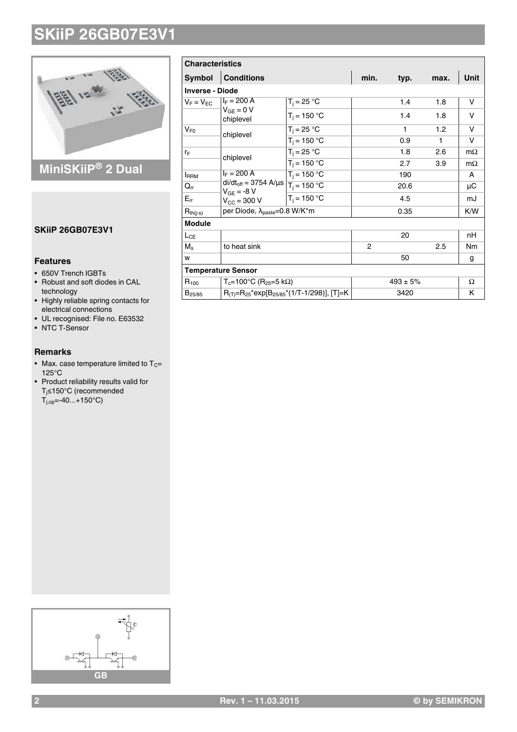# SKiiP 26GB07E3V1

**MiniSKiiP® 2 Dual**

**SKiiP 26GB07E3V1**

### Features

- 650V Trench IGBTs
- Robust and soft diodes in CAL technology
- Highly reliable spring contacts for electrical connections
- UL recognised: File no. E63532
- NTC T-Sensor

### Remarks

- Max. case temperature limited to $T_C$= 125°C
- Product reliability results valid for $T_j$≤150°C (recommended $T_{j,op}$=-40...+150°C)

GB

| Characteristics | | | | | | |
|---|---|---|---|---|---|---|
| **Symbol** | **Conditions** | | **min.** | **typ.** | **max.** | **Unit** |
| **Inverse - Diode** | | | | | | |
| $V_F = V_{EC}$ | $I_F$ = 200 A $V_{GE}$ = 0 V chiplevel | $T_j$ = 25 °C | | 1.4 | 1.8 | V |
| | | $T_j$ = 150 °C | | 1.4 | 1.8 | V |
| $V_{F0}$ | chiplevel | $T_j$ = 25 °C | | 1 | 1.2 | V |
| | | $T_j$ = 150 °C | | 0.9 | 1 | V |
| $r_F$ | chiplevel | $T_j$ = 25 °C | | 1.8 | 2.6 | mΩ |
| | | $T_j$ = 150 °C | | 2.7 | 3.9 | mΩ |
| $I_{RRM}$ | $I_F$ = 200 A $di/dt_{off}$ = 3754 A/µs $V_{GE}$ = -8 V $V_{CC}$ = 300 V | $T_j$ = 150 °C | | 190 | | A |
| $Q_{rr}$ | | $T_j$ = 150 °C | | 20.6 | | µC |
| $E_{rr}$ | | $T_j$ = 150 °C | | 4.5 | | mJ |
| $R_{th(j-s)}$ | per Diode, $\lambda_{paste}$=0.8 W/K*m | | | 0.35 | | K/W |
| **Module** | | | | | | |
| $L_{CE}$ | | | | 20 | | nH |
| $M_s$ | to heat sink | | 2 | | 2.5 | Nm |
| w | | | | 50 | | g |
| **Temperature Sensor** | | | | | | |
| $R_{100}$ | $T_c$=100°C ($R_{25}$=5 kΩ) | | | 493 ± 5% | | Ω |
| $B_{25/85}$ | $R_{(T)}=R_{25}*\exp[B_{25/85}*(1/T-1/298)]$, [T]=K | | | 3420 | | K |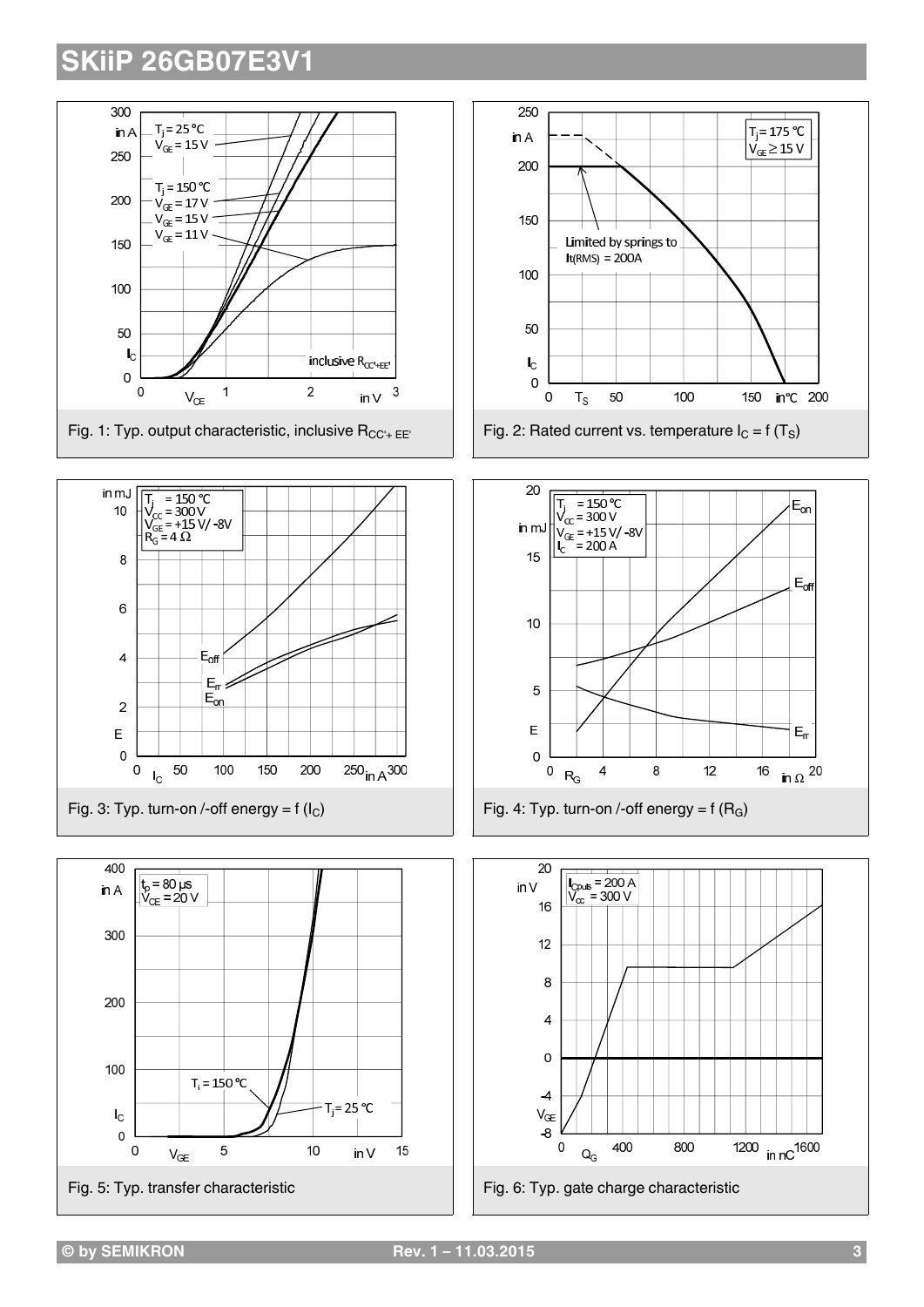Fig. 1: Typ. output characteristic, inclusive $R_{CC'+EE'}$

Fig. 2: Rated current vs. temperature $I_C = f(T_S)$

Fig. 3: Typ. turn-on /-off energy = f ($I_C$)

Fig. 4: Typ. turn-on /-off energy = f ($R_G$)

Fig. 5: Typ. transfer characteristic

Fig. 6: Typ. gate charge characteristic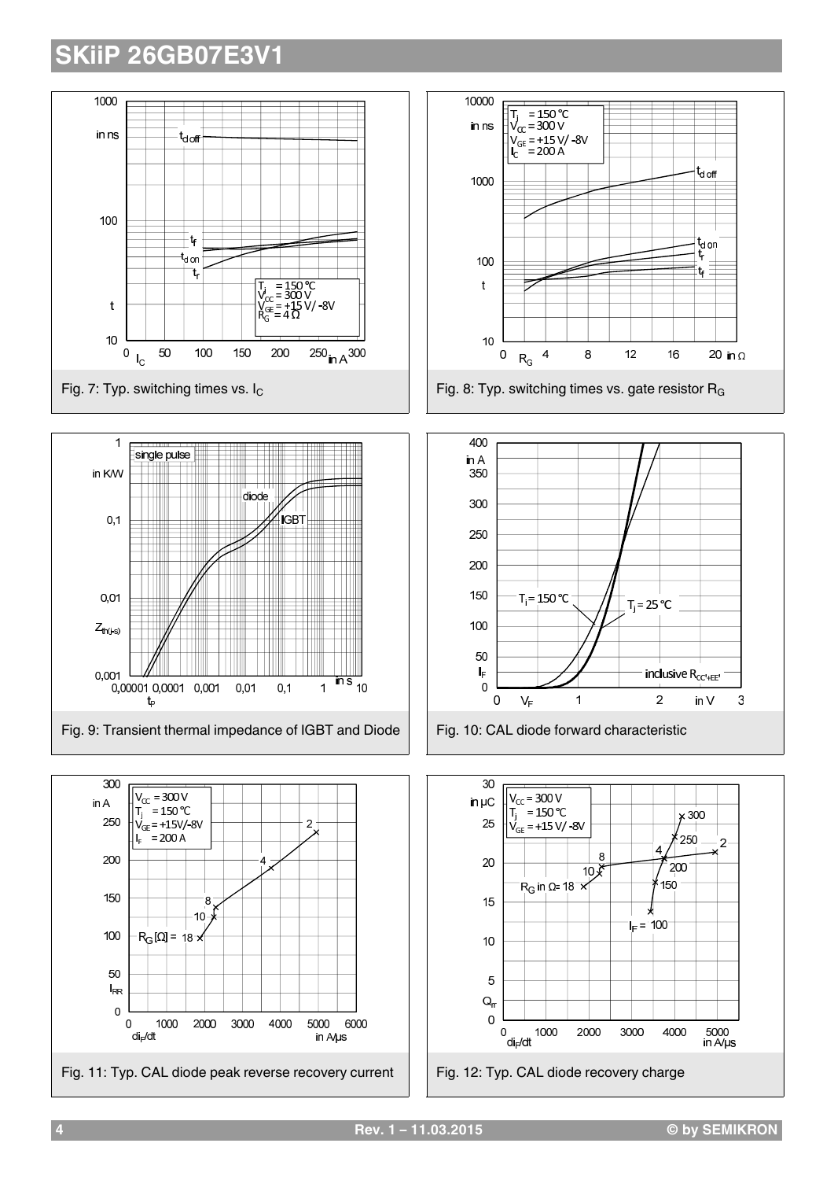Fig. 7: Typ. switching times vs. $I_C$

Fig. 8: Typ. switching times vs. gate resistor $R_G$

Fig. 9: Transient thermal impedance of IGBT and Diode

Fig. 10: CAL diode forward characteristic

Fig. 11: Typ. CAL diode peak reverse recovery current

Fig. 12: Typ. CAL diode recovery charge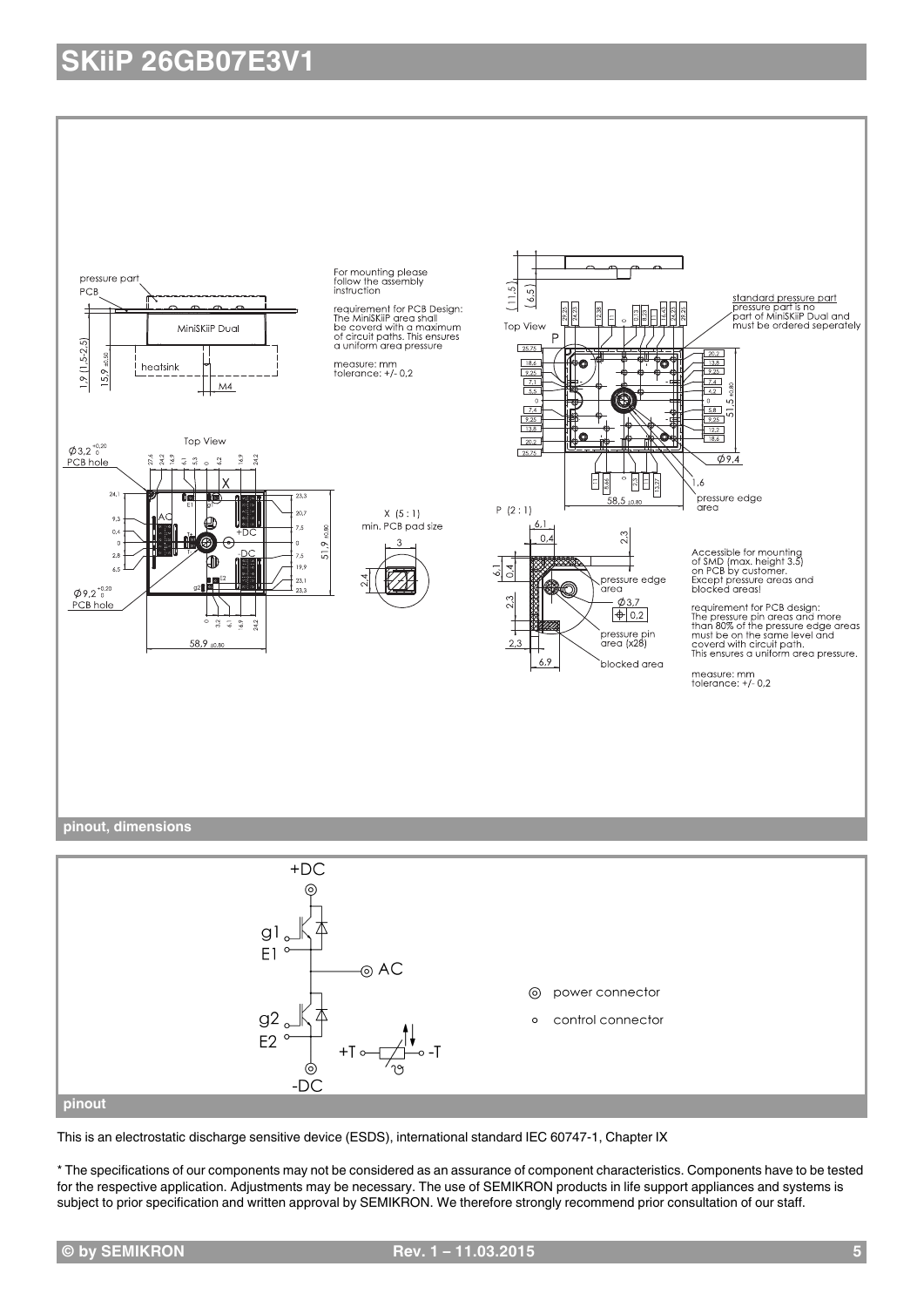# SKiiP 26GB07E3V1

pressure part

PCB

MiniSKiiP Dual

heatsink

M4

1,9 (1,5-2,5)

15,9 ±0,50

For mounting please follow the assembly instruction

requirement for PCB Design: The MiniSKiiP area shall be coverd with a maximum of circuit paths. This ensures a uniform area pressure

measure: mm
tolerance: +/- 0,2

Top View

Ø3,2 +0,20 0
PCB hole

Ø9,2 +0,20 0
PCB hole

AC

+DC

-DC

58,9 ±0,80

51,9 ±0,80

X (5:1)
min. PCB pad size

3

2,4

standard pressure part
pressure part is no part of MiniSKiiP Dual and must be ordered seperately

Top View

P

58,5 ±0,80

51,5 ±0,80

Ø9,4

1,6

pressure edge area

P (2:1)

6,1

0,4

2,3

pressure edge area

Ø3,7

0,2

pressure pin area (x28)

blocked area

6,9

Accessible for mounting of SMD (max. height 3.5) on PCB by customer. Except pressure areas and blocked areas!

requirement for PCB design: The pressure pin areas and more than 80% of the pressure edge areas must be on the same level and coverd with circuit path. This ensures a uniform area pressure.

measure: mm
tolerance: +/- 0,2

**pinout, dimensions**

+DC

g1

E1

AC

g2

E2

+T

-T

-DC

◎ power connector

○ control connector

**pinout**

This is an electrostatic discharge sensitive device (ESDS), international standard IEC 60747-1, Chapter IX

* The specifications of our components may not be considered as an assurance of component characteristics. Components have to be tested for the respective application. Adjustments may be necessary. The use of SEMIKRON products in life support appliances and systems is subject to prior specification and written approval by SEMIKRON. We therefore strongly recommend prior consultation of our staff.

© by SEMIKRON Rev. 1 – 11.03.2015